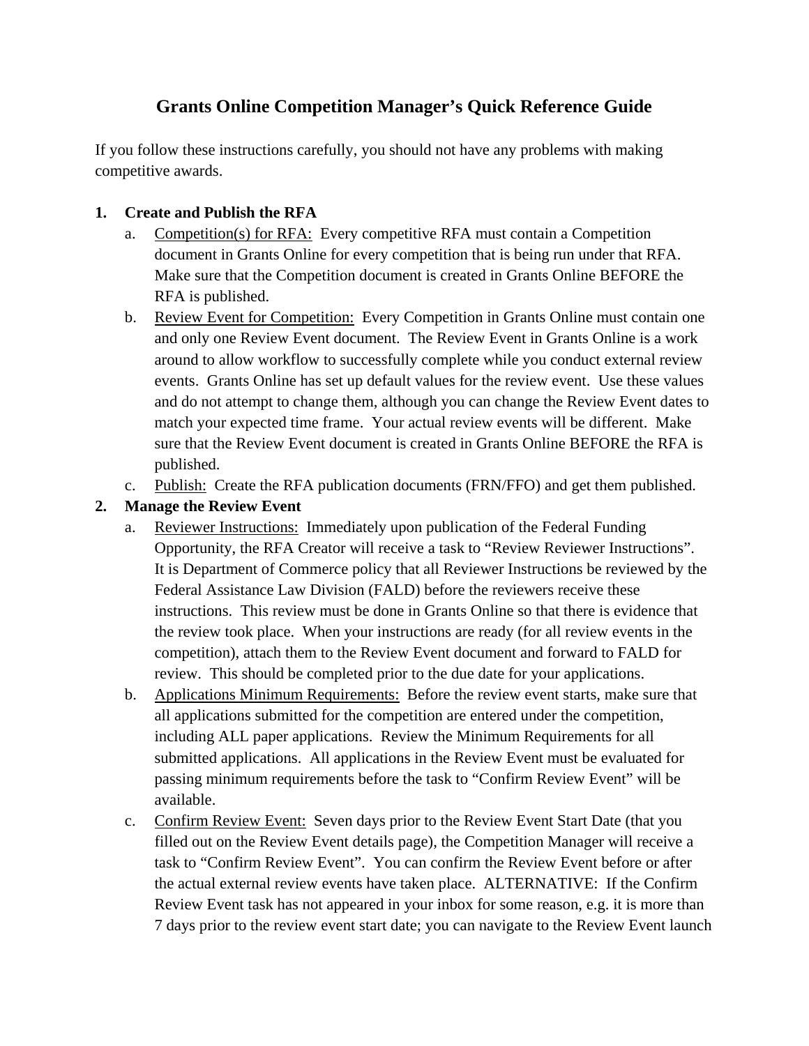# Grants Online Competition Manager's Quick Reference Guide

If you follow these instructions carefully, you should not have any problems with making competitive awards.

1. **Create and Publish the RFA**
   a. Competition(s) for RFA: Every competitive RFA must contain a Competition document in Grants Online for every competition that is being run under that RFA. Make sure that the Competition document is created in Grants Online BEFORE the RFA is published.
   b. Review Event for Competition: Every Competition in Grants Online must contain one and only one Review Event document. The Review Event in Grants Online is a work around to allow workflow to successfully complete while you conduct external review events. Grants Online has set up default values for the review event. Use these values and do not attempt to change them, although you can change the Review Event dates to match your expected time frame. Your actual review events will be different. Make sure that the Review Event document is created in Grants Online BEFORE the RFA is published.
   c. Publish: Create the RFA publication documents (FRN/FFO) and get them published.
2. **Manage the Review Event**
   a. Reviewer Instructions: Immediately upon publication of the Federal Funding Opportunity, the RFA Creator will receive a task to "Review Reviewer Instructions". It is Department of Commerce policy that all Reviewer Instructions be reviewed by the Federal Assistance Law Division (FALD) before the reviewers receive these instructions. This review must be done in Grants Online so that there is evidence that the review took place. When your instructions are ready (for all review events in the competition), attach them to the Review Event document and forward to FALD for review. This should be completed prior to the due date for your applications.
   b. Applications Minimum Requirements: Before the review event starts, make sure that all applications submitted for the competition are entered under the competition, including ALL paper applications. Review the Minimum Requirements for all submitted applications. All applications in the Review Event must be evaluated for passing minimum requirements before the task to "Confirm Review Event" will be available.
   c. Confirm Review Event: Seven days prior to the Review Event Start Date (that you filled out on the Review Event details page), the Competition Manager will receive a task to "Confirm Review Event". You can confirm the Review Event before or after the actual external review events have taken place. ALTERNATIVE: If the Confirm Review Event task has not appeared in your inbox for some reason, e.g. it is more than 7 days prior to the review event start date; you can navigate to the Review Event launch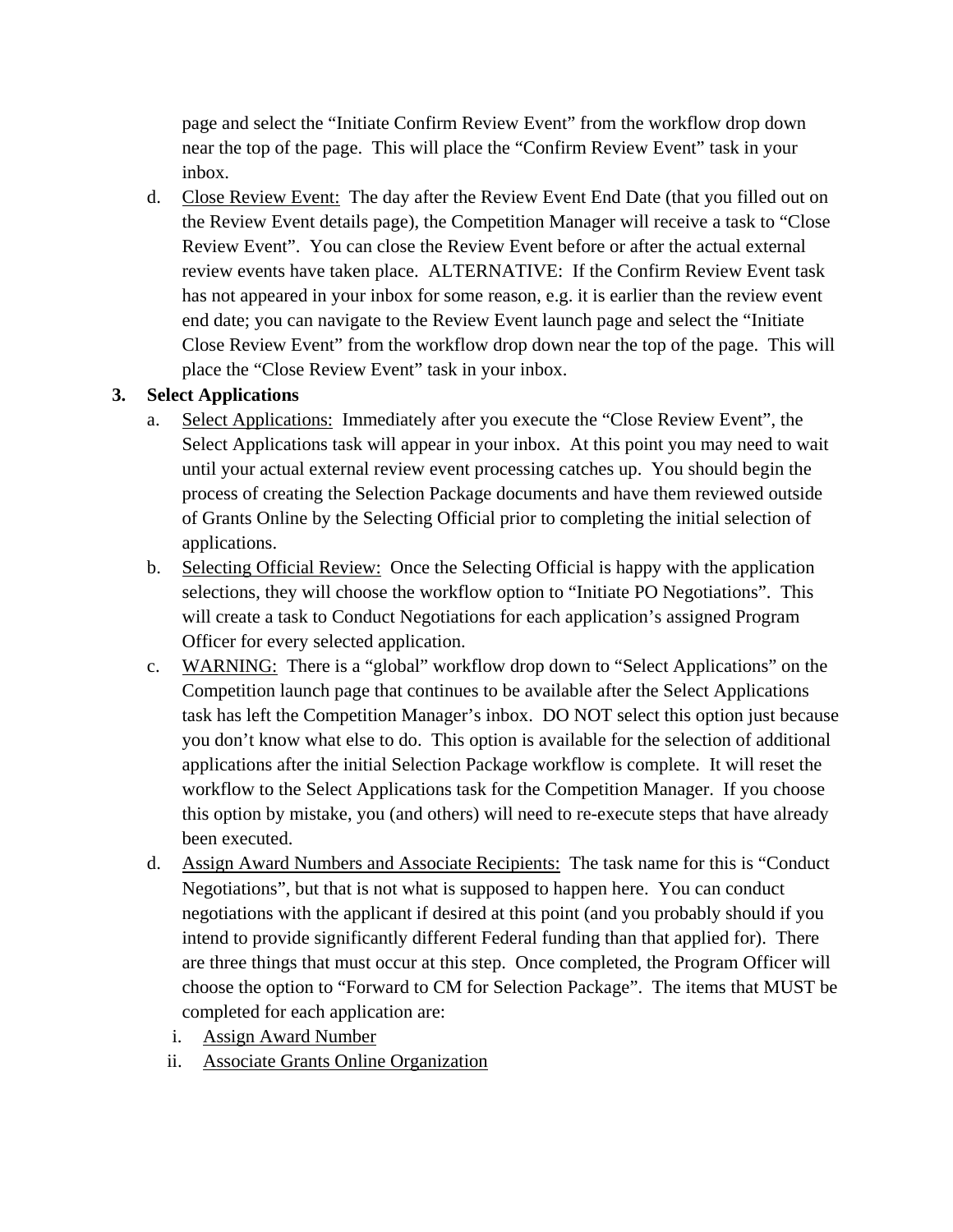page and select the "Initiate Confirm Review Event" from the workflow drop down near the top of the page. This will place the "Confirm Review Event" task in your inbox.

d. <u>Close Review Event:</u> The day after the Review Event End Date (that you filled out on the Review Event details page), the Competition Manager will receive a task to "Close Review Event". You can close the Review Event before or after the actual external review events have taken place. ALTERNATIVE: If the Confirm Review Event task has not appeared in your inbox for some reason, e.g. it is earlier than the review event end date; you can navigate to the Review Event launch page and select the "Initiate Close Review Event" from the workflow drop down near the top of the page. This will place the "Close Review Event" task in your inbox.

**3. Select Applications**

a. <u>Select Applications:</u> Immediately after you execute the "Close Review Event", the Select Applications task will appear in your inbox. At this point you may need to wait until your actual external review event processing catches up. You should begin the process of creating the Selection Package documents and have them reviewed outside of Grants Online by the Selecting Official prior to completing the initial selection of applications.

b. <u>Selecting Official Review:</u> Once the Selecting Official is happy with the application selections, they will choose the workflow option to "Initiate PO Negotiations". This will create a task to Conduct Negotiations for each application's assigned Program Officer for every selected application.

c. <u>WARNING:</u> There is a "global" workflow drop down to "Select Applications" on the Competition launch page that continues to be available after the Select Applications task has left the Competition Manager's inbox. DO NOT select this option just because you don't know what else to do. This option is available for the selection of additional applications after the initial Selection Package workflow is complete. It will reset the workflow to the Select Applications task for the Competition Manager. If you choose this option by mistake, you (and others) will need to re-execute steps that have already been executed.

d. <u>Assign Award Numbers and Associate Recipients:</u> The task name for this is "Conduct Negotiations", but that is not what is supposed to happen here. You can conduct negotiations with the applicant if desired at this point (and you probably should if you intend to provide significantly different Federal funding than that applied for). There are three things that must occur at this step. Once completed, the Program Officer will choose the option to "Forward to CM for Selection Package". The items that MUST be completed for each application are:

   i. <u>Assign Award Number</u>

   ii. <u>Associate Grants Online Organization</u>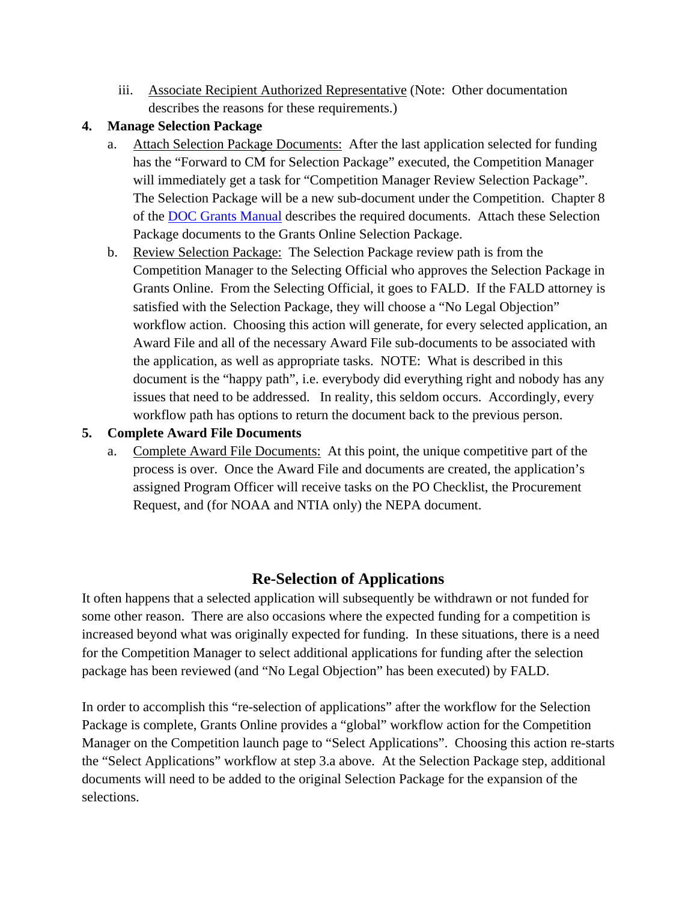iii. Associate Recipient Authorized Representative (Note: Other documentation describes the reasons for these requirements.)

**4. Manage Selection Package**

a. Attach Selection Package Documents: After the last application selected for funding has the "Forward to CM for Selection Package" executed, the Competition Manager will immediately get a task for "Competition Manager Review Selection Package". The Selection Package will be a new sub-document under the Competition. Chapter 8 of the DOC Grants Manual describes the required documents. Attach these Selection Package documents to the Grants Online Selection Package.

b. Review Selection Package: The Selection Package review path is from the Competition Manager to the Selecting Official who approves the Selection Package in Grants Online. From the Selecting Official, it goes to FALD. If the FALD attorney is satisfied with the Selection Package, they will choose a "No Legal Objection" workflow action. Choosing this action will generate, for every selected application, an Award File and all of the necessary Award File sub-documents to be associated with the application, as well as appropriate tasks. NOTE: What is described in this document is the "happy path", i.e. everybody did everything right and nobody has any issues that need to be addressed. In reality, this seldom occurs. Accordingly, every workflow path has options to return the document back to the previous person.

**5. Complete Award File Documents**

a. Complete Award File Documents: At this point, the unique competitive part of the process is over. Once the Award File and documents are created, the application's assigned Program Officer will receive tasks on the PO Checklist, the Procurement Request, and (for NOAA and NTIA only) the NEPA document.

## Re-Selection of Applications

It often happens that a selected application will subsequently be withdrawn or not funded for some other reason. There are also occasions where the expected funding for a competition is increased beyond what was originally expected for funding. In these situations, there is a need for the Competition Manager to select additional applications for funding after the selection package has been reviewed (and "No Legal Objection" has been executed) by FALD.

In order to accomplish this "re-selection of applications" after the workflow for the Selection Package is complete, Grants Online provides a "global" workflow action for the Competition Manager on the Competition launch page to "Select Applications". Choosing this action re-starts the "Select Applications" workflow at step 3.a above. At the Selection Package step, additional documents will need to be added to the original Selection Package for the expansion of the selections.